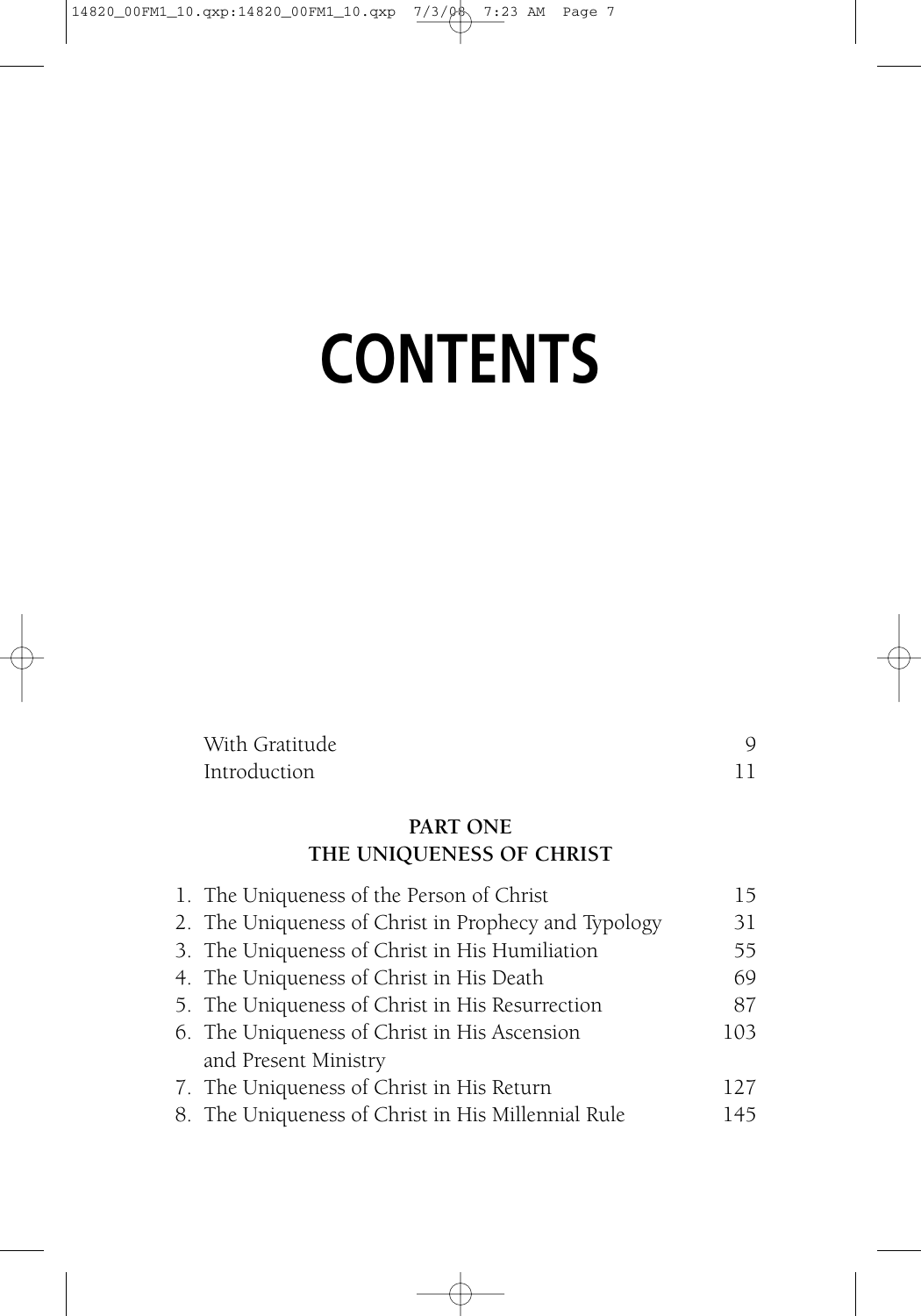# CONTENTS

| | |
|---|---|
| With Gratitude | 9 |
| Introduction | 11 |

## PART ONE
## THE UNIQUENESS OF CHRIST

| | |
|---|---|
| 1. The Uniqueness of the Person of Christ | 15 |
| 2. The Uniqueness of Christ in Prophecy and Typology | 31 |
| 3. The Uniqueness of Christ in His Humiliation | 55 |
| 4. The Uniqueness of Christ in His Death | 69 |
| 5. The Uniqueness of Christ in His Resurrection | 87 |
| 6. The Uniqueness of Christ in His Ascension and Present Ministry | 103 |
| 7. The Uniqueness of Christ in His Return | 127 |
| 8. The Uniqueness of Christ in His Millennial Rule | 145 |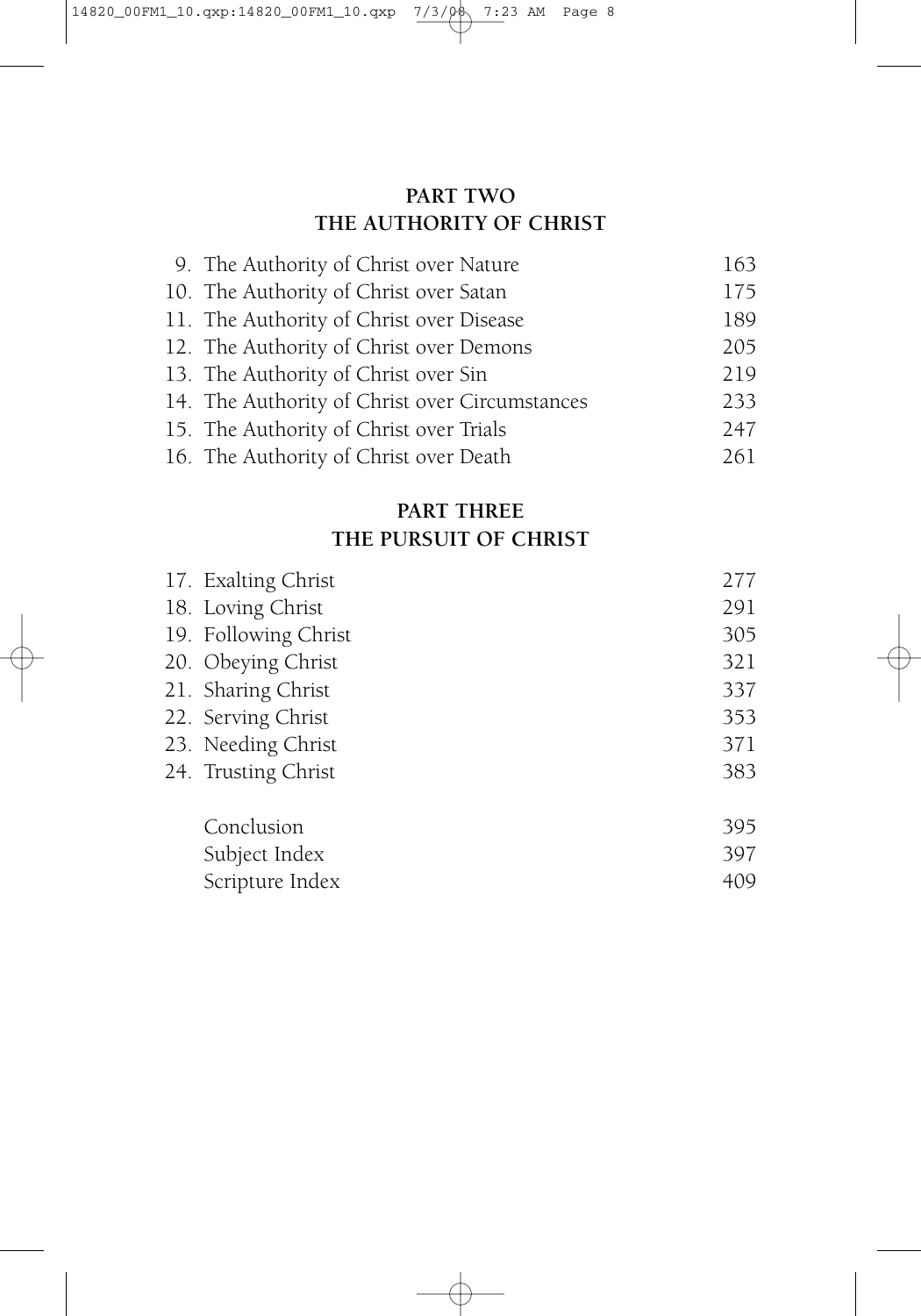## PART TWO
## THE AUTHORITY OF CHRIST

| | |
|---|---|
| 9. The Authority of Christ over Nature | 163 |
| 10. The Authority of Christ over Satan | 175 |
| 11. The Authority of Christ over Disease | 189 |
| 12. The Authority of Christ over Demons | 205 |
| 13. The Authority of Christ over Sin | 219 |
| 14. The Authority of Christ over Circumstances | 233 |
| 15. The Authority of Christ over Trials | 247 |
| 16. The Authority of Christ over Death | 261 |

## PART THREE
## THE PURSUIT OF CHRIST

| | |
|---|---|
| 17. Exalting Christ | 277 |
| 18. Loving Christ | 291 |
| 19. Following Christ | 305 |
| 20. Obeying Christ | 321 |
| 21. Sharing Christ | 337 |
| 22. Serving Christ | 353 |
| 23. Needing Christ | 371 |
| 24. Trusting Christ | 383 |
| Conclusion | 395 |
| Subject Index | 397 |
| Scripture Index | 409 |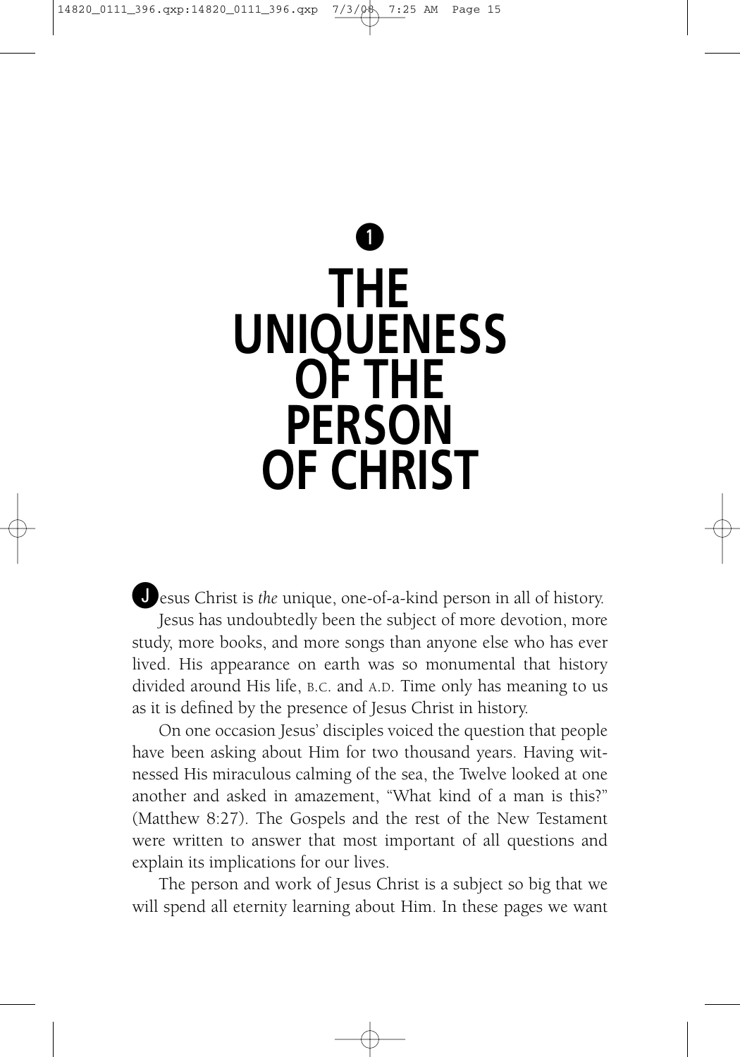# 1

# THE UNIQUENESS OF THE PERSON OF CHRIST

Jesus Christ is *the* unique, one-of-a-kind person in all of history.

Jesus has undoubtedly been the subject of more devotion, more study, more books, and more songs than anyone else who has ever lived. His appearance on earth was so monumental that history divided around His life, B.C. and A.D. Time only has meaning to us as it is defined by the presence of Jesus Christ in history.

On one occasion Jesus' disciples voiced the question that people have been asking about Him for two thousand years. Having witnessed His miraculous calming of the sea, the Twelve looked at one another and asked in amazement, "What kind of a man is this?" (Matthew 8:27). The Gospels and the rest of the New Testament were written to answer that most important of all questions and explain its implications for our lives.

The person and work of Jesus Christ is a subject so big that we will spend all eternity learning about Him. In these pages we want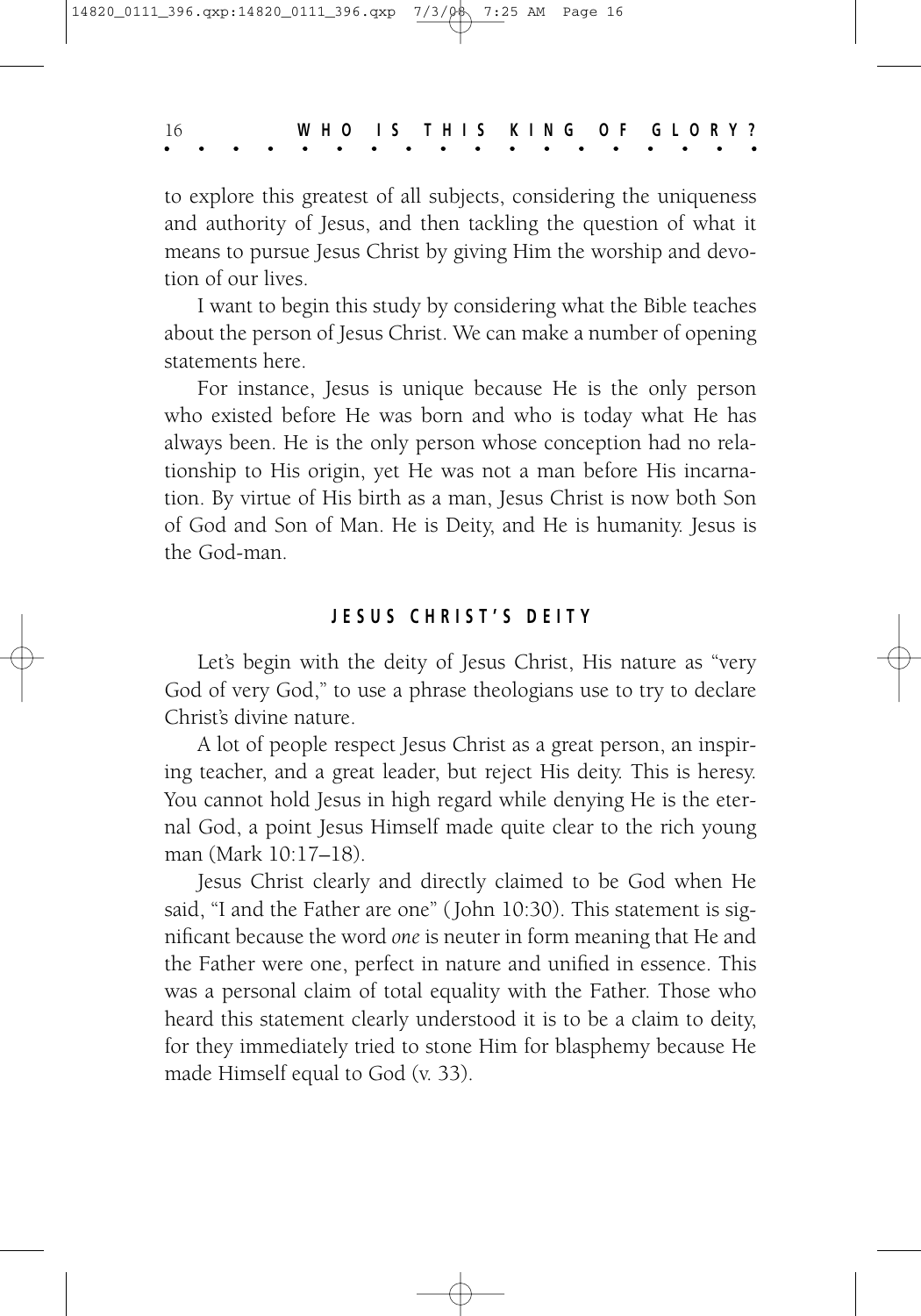to explore this greatest of all subjects, considering the uniqueness and authority of Jesus, and then tackling the question of what it means to pursue Jesus Christ by giving Him the worship and devotion of our lives.

I want to begin this study by considering what the Bible teaches about the person of Jesus Christ. We can make a number of opening statements here.

For instance, Jesus is unique because He is the only person who existed before He was born and who is today what He has always been. He is the only person whose conception had no relationship to His origin, yet He was not a man before His incarnation. By virtue of His birth as a man, Jesus Christ is now both Son of God and Son of Man. He is Deity, and He is humanity. Jesus is the God-man.

## JESUS CHRIST'S DEITY

Let's begin with the deity of Jesus Christ, His nature as "very God of very God," to use a phrase theologians use to try to declare Christ's divine nature.

A lot of people respect Jesus Christ as a great person, an inspiring teacher, and a great leader, but reject His deity. This is heresy. You cannot hold Jesus in high regard while denying He is the eternal God, a point Jesus Himself made quite clear to the rich young man (Mark 10:17–18).

Jesus Christ clearly and directly claimed to be God when He said, "I and the Father are one" (John 10:30). This statement is significant because the word *one* is neuter in form meaning that He and the Father were one, perfect in nature and unified in essence. This was a personal claim of total equality with the Father. Those who heard this statement clearly understood it is to be a claim to deity, for they immediately tried to stone Him for blasphemy because He made Himself equal to God (v. 33).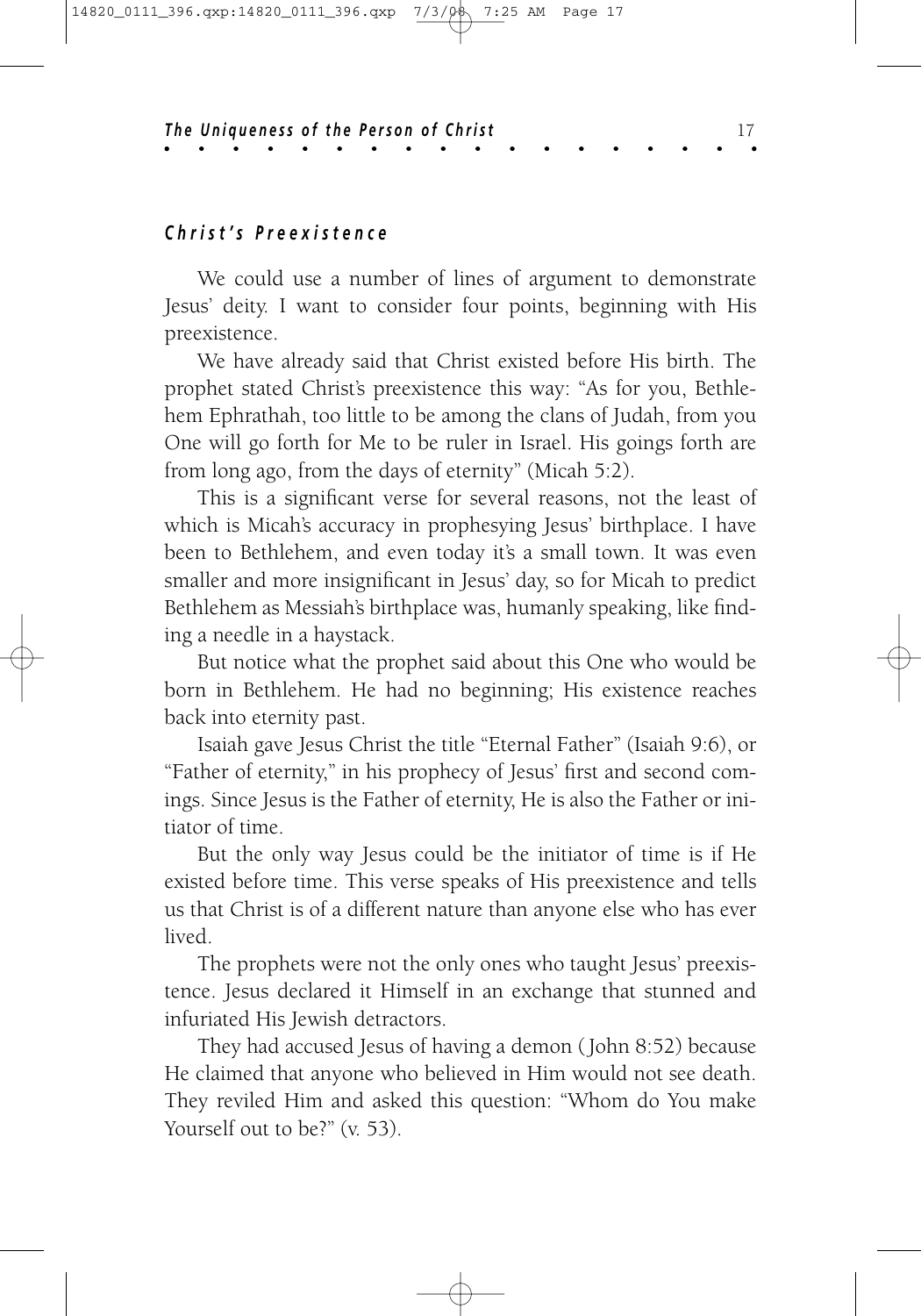### *Christ's Preexistence*

We could use a number of lines of argument to demonstrate Jesus' deity. I want to consider four points, beginning with His preexistence.

We have already said that Christ existed before His birth. The prophet stated Christ's preexistence this way: "As for you, Bethlehem Ephrathah, too little to be among the clans of Judah, from you One will go forth for Me to be ruler in Israel. His goings forth are from long ago, from the days of eternity" (Micah 5:2).

This is a significant verse for several reasons, not the least of which is Micah's accuracy in prophesying Jesus' birthplace. I have been to Bethlehem, and even today it's a small town. It was even smaller and more insignificant in Jesus' day, so for Micah to predict Bethlehem as Messiah's birthplace was, humanly speaking, like finding a needle in a haystack.

But notice what the prophet said about this One who would be born in Bethlehem. He had no beginning; His existence reaches back into eternity past.

Isaiah gave Jesus Christ the title "Eternal Father" (Isaiah 9:6), or "Father of eternity," in his prophecy of Jesus' first and second comings. Since Jesus is the Father of eternity, He is also the Father or initiator of time.

But the only way Jesus could be the initiator of time is if He existed before time. This verse speaks of His preexistence and tells us that Christ is of a different nature than anyone else who has ever lived.

The prophets were not the only ones who taught Jesus' preexistence. Jesus declared it Himself in an exchange that stunned and infuriated His Jewish detractors.

They had accused Jesus of having a demon (John 8:52) because He claimed that anyone who believed in Him would not see death. They reviled Him and asked this question: "Whom do You make Yourself out to be?" (v. 53).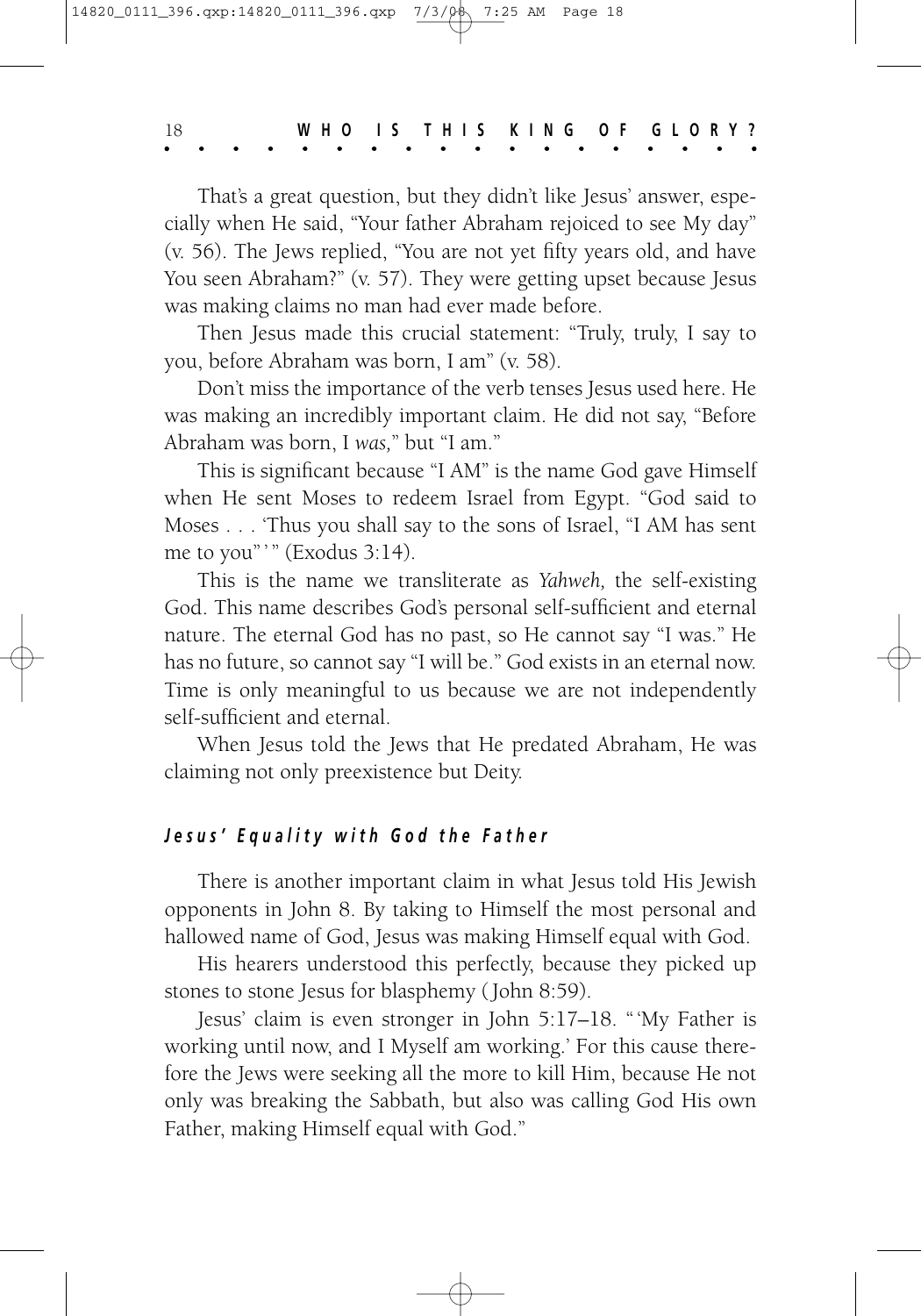That's a great question, but they didn't like Jesus' answer, especially when He said, "Your father Abraham rejoiced to see My day" (v. 56). The Jews replied, "You are not yet fifty years old, and have You seen Abraham?" (v. 57). They were getting upset because Jesus was making claims no man had ever made before.

Then Jesus made this crucial statement: "Truly, truly, I say to you, before Abraham was born, I am" (v. 58).

Don't miss the importance of the verb tenses Jesus used here. He was making an incredibly important claim. He did not say, "Before Abraham was born, I *was,*" but "I am."

This is significant because "I AM" is the name God gave Himself when He sent Moses to redeem Israel from Egypt. "God said to Moses . . . 'Thus you shall say to the sons of Israel, "I AM has sent me to you"'" (Exodus 3:14).

This is the name we transliterate as *Yahweh,* the self-existing God. This name describes God's personal self-sufficient and eternal nature. The eternal God has no past, so He cannot say "I was." He has no future, so cannot say "I will be." God exists in an eternal now. Time is only meaningful to us because we are not independently self-sufficient and eternal.

When Jesus told the Jews that He predated Abraham, He was claiming not only preexistence but Deity.

### *Jesus' Equality with God the Father*

There is another important claim in what Jesus told His Jewish opponents in John 8. By taking to Himself the most personal and hallowed name of God, Jesus was making Himself equal with God.

His hearers understood this perfectly, because they picked up stones to stone Jesus for blasphemy (John 8:59).

Jesus' claim is even stronger in John 5:17–18. "'My Father is working until now, and I Myself am working.' For this cause therefore the Jews were seeking all the more to kill Him, because He not only was breaking the Sabbath, but also was calling God His own Father, making Himself equal with God."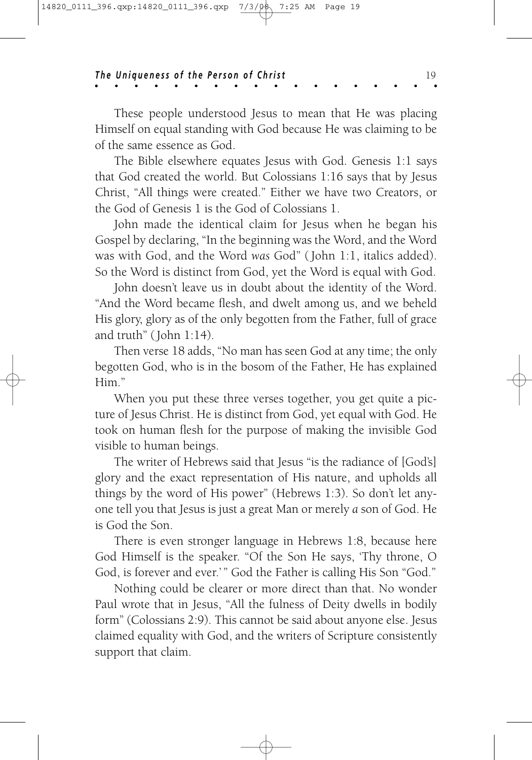These people understood Jesus to mean that He was placing Himself on equal standing with God because He was claiming to be of the same essence as God.

The Bible elsewhere equates Jesus with God. Genesis 1:1 says that God created the world. But Colossians 1:16 says that by Jesus Christ, "All things were created." Either we have two Creators, or the God of Genesis 1 is the God of Colossians 1.

John made the identical claim for Jesus when he began his Gospel by declaring, "In the beginning was the Word, and the Word was with God, and the Word *was* God" (John 1:1, italics added). So the Word is distinct from God, yet the Word is equal with God.

John doesn't leave us in doubt about the identity of the Word. "And the Word became flesh, and dwelt among us, and we beheld His glory, glory as of the only begotten from the Father, full of grace and truth" (John 1:14).

Then verse 18 adds, "No man has seen God at any time; the only begotten God, who is in the bosom of the Father, He has explained Him."

When you put these three verses together, you get quite a picture of Jesus Christ. He is distinct from God, yet equal with God. He took on human flesh for the purpose of making the invisible God visible to human beings.

The writer of Hebrews said that Jesus "is the radiance of [God's] glory and the exact representation of His nature, and upholds all things by the word of His power" (Hebrews 1:3). So don't let anyone tell you that Jesus is just a great Man or merely *a* son of God. He is God the Son.

There is even stronger language in Hebrews 1:8, because here God Himself is the speaker. "Of the Son He says, 'Thy throne, O God, is forever and ever.'" God the Father is calling His Son "God."

Nothing could be clearer or more direct than that. No wonder Paul wrote that in Jesus, "All the fulness of Deity dwells in bodily form" (Colossians 2:9). This cannot be said about anyone else. Jesus claimed equality with God, and the writers of Scripture consistently support that claim.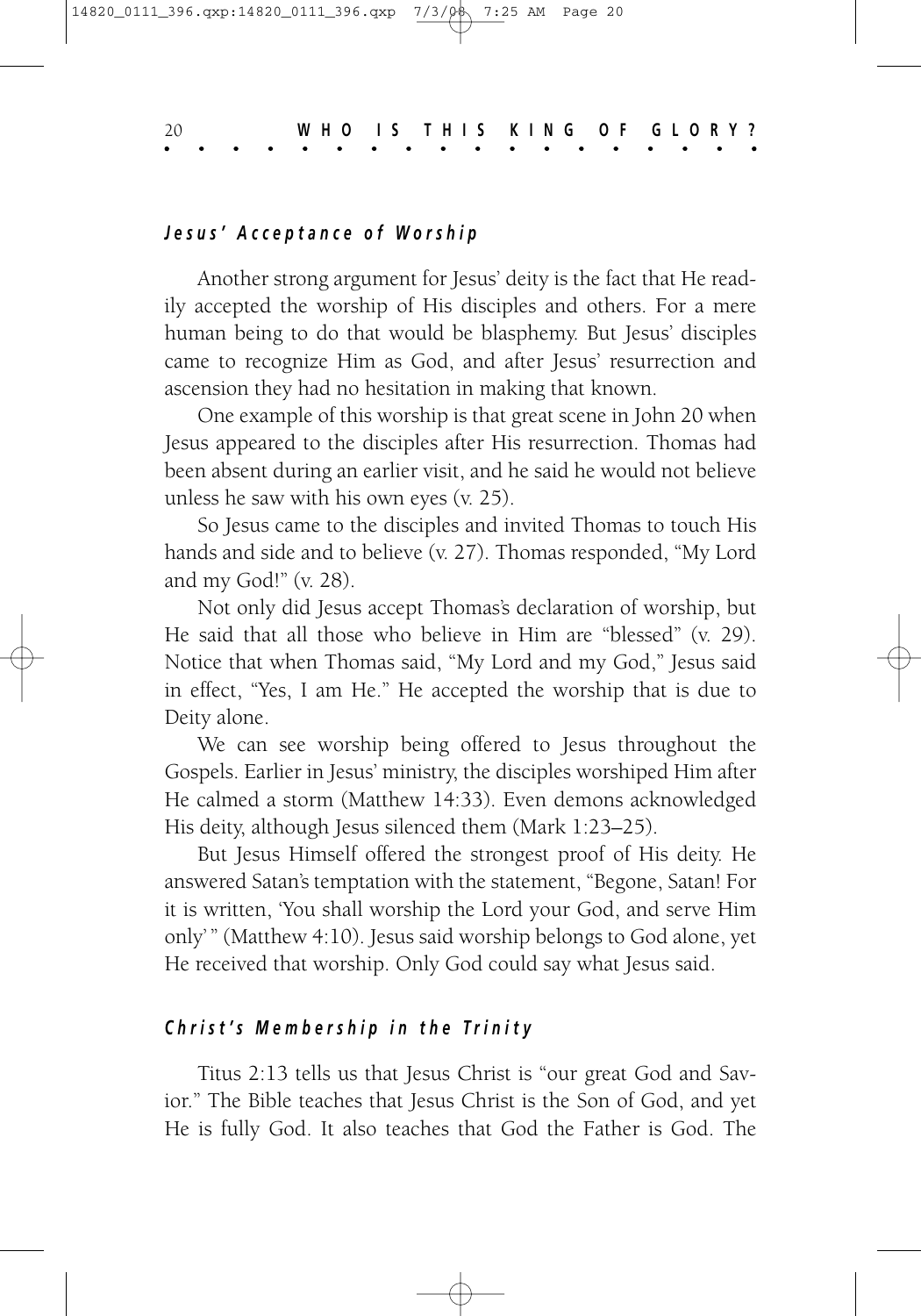### *Jesus' Acceptance of Worship*

Another strong argument for Jesus' deity is the fact that He readily accepted the worship of His disciples and others. For a mere human being to do that would be blasphemy. But Jesus' disciples came to recognize Him as God, and after Jesus' resurrection and ascension they had no hesitation in making that known.

One example of this worship is that great scene in John 20 when Jesus appeared to the disciples after His resurrection. Thomas had been absent during an earlier visit, and he said he would not believe unless he saw with his own eyes (v. 25).

So Jesus came to the disciples and invited Thomas to touch His hands and side and to believe (v. 27). Thomas responded, "My Lord and my God!" (v. 28).

Not only did Jesus accept Thomas's declaration of worship, but He said that all those who believe in Him are "blessed" (v. 29). Notice that when Thomas said, "My Lord and my God," Jesus said in effect, "Yes, I am He." He accepted the worship that is due to Deity alone.

We can see worship being offered to Jesus throughout the Gospels. Earlier in Jesus' ministry, the disciples worshiped Him after He calmed a storm (Matthew 14:33). Even demons acknowledged His deity, although Jesus silenced them (Mark 1:23–25).

But Jesus Himself offered the strongest proof of His deity. He answered Satan's temptation with the statement, "Begone, Satan! For it is written, 'You shall worship the Lord your God, and serve Him only' " (Matthew 4:10). Jesus said worship belongs to God alone, yet He received that worship. Only God could say what Jesus said.

### *Christ's Membership in the Trinity*

Titus 2:13 tells us that Jesus Christ is "our great God and Savior." The Bible teaches that Jesus Christ is the Son of God, and yet He is fully God. It also teaches that God the Father is God. The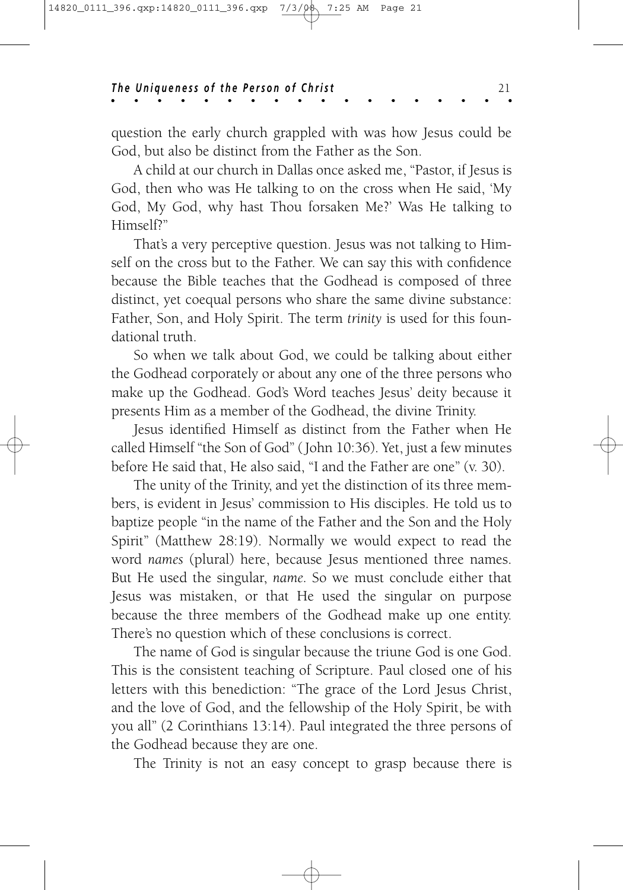question the early church grappled with was how Jesus could be God, but also be distinct from the Father as the Son.

A child at our church in Dallas once asked me, "Pastor, if Jesus is God, then who was He talking to on the cross when He said, 'My God, My God, why hast Thou forsaken Me?' Was He talking to Himself?"

That's a very perceptive question. Jesus was not talking to Himself on the cross but to the Father. We can say this with confidence because the Bible teaches that the Godhead is composed of three distinct, yet coequal persons who share the same divine substance: Father, Son, and Holy Spirit. The term *trinity* is used for this foundational truth.

So when we talk about God, we could be talking about either the Godhead corporately or about any one of the three persons who make up the Godhead. God's Word teaches Jesus' deity because it presents Him as a member of the Godhead, the divine Trinity.

Jesus identified Himself as distinct from the Father when He called Himself "the Son of God" (John 10:36). Yet, just a few minutes before He said that, He also said, "I and the Father are one" (v. 30).

The unity of the Trinity, and yet the distinction of its three members, is evident in Jesus' commission to His disciples. He told us to baptize people "in the name of the Father and the Son and the Holy Spirit" (Matthew 28:19). Normally we would expect to read the word *names* (plural) here, because Jesus mentioned three names. But He used the singular, *name*. So we must conclude either that Jesus was mistaken, or that He used the singular on purpose because the three members of the Godhead make up one entity. There's no question which of these conclusions is correct.

The name of God is singular because the triune God is one God. This is the consistent teaching of Scripture. Paul closed one of his letters with this benediction: "The grace of the Lord Jesus Christ, and the love of God, and the fellowship of the Holy Spirit, be with you all" (2 Corinthians 13:14). Paul integrated the three persons of the Godhead because they are one.

The Trinity is not an easy concept to grasp because there is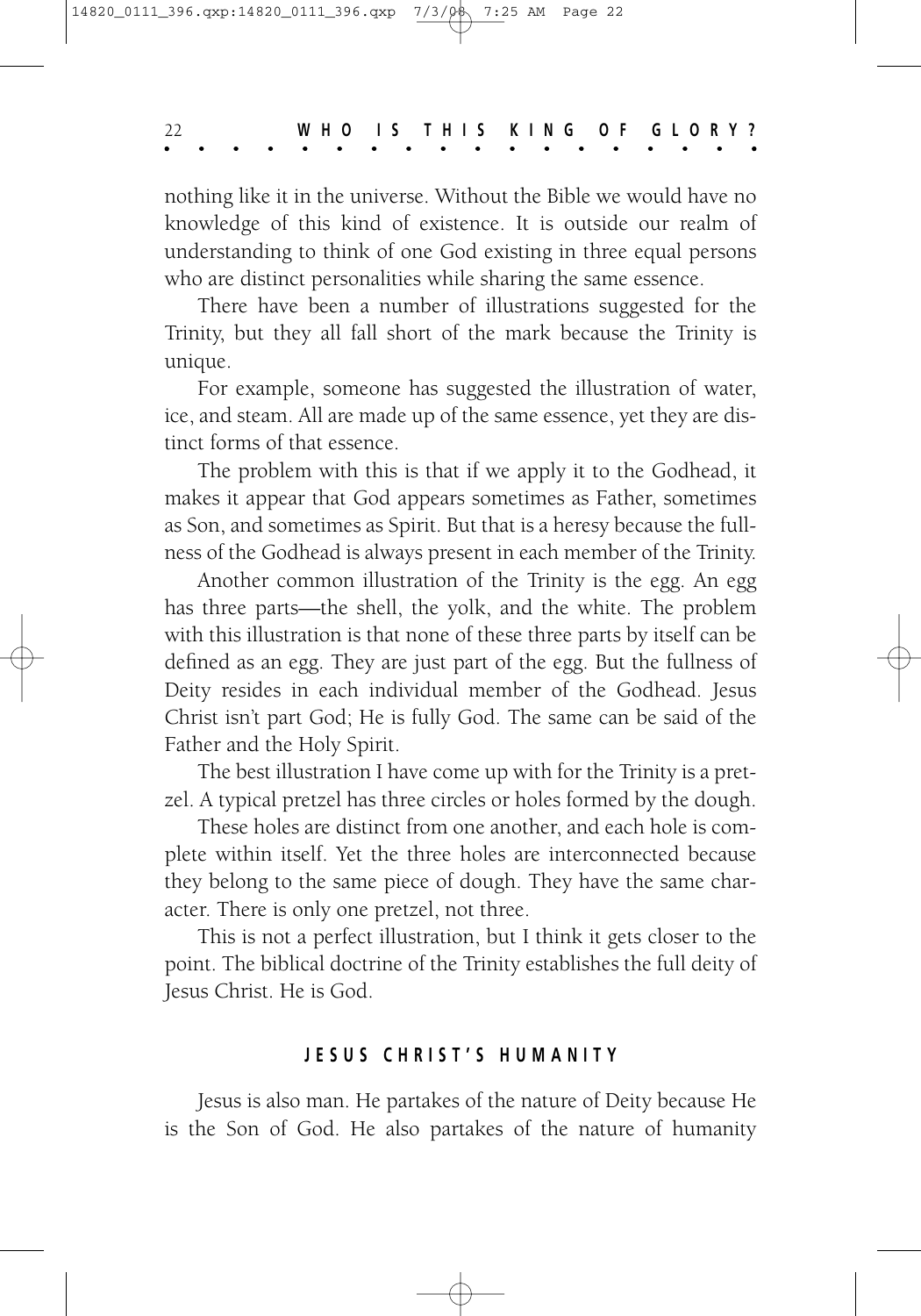nothing like it in the universe. Without the Bible we would have no knowledge of this kind of existence. It is outside our realm of understanding to think of one God existing in three equal persons who are distinct personalities while sharing the same essence.

There have been a number of illustrations suggested for the Trinity, but they all fall short of the mark because the Trinity is unique.

For example, someone has suggested the illustration of water, ice, and steam. All are made up of the same essence, yet they are distinct forms of that essence.

The problem with this is that if we apply it to the Godhead, it makes it appear that God appears sometimes as Father, sometimes as Son, and sometimes as Spirit. But that is a heresy because the fullness of the Godhead is always present in each member of the Trinity.

Another common illustration of the Trinity is the egg. An egg has three parts—the shell, the yolk, and the white. The problem with this illustration is that none of these three parts by itself can be defined as an egg. They are just part of the egg. But the fullness of Deity resides in each individual member of the Godhead. Jesus Christ isn't part God; He is fully God. The same can be said of the Father and the Holy Spirit.

The best illustration I have come up with for the Trinity is a pretzel. A typical pretzel has three circles or holes formed by the dough.

These holes are distinct from one another, and each hole is complete within itself. Yet the three holes are interconnected because they belong to the same piece of dough. They have the same character. There is only one pretzel, not three.

This is not a perfect illustration, but I think it gets closer to the point. The biblical doctrine of the Trinity establishes the full deity of Jesus Christ. He is God.

## JESUS CHRIST'S HUMANITY

Jesus is also man. He partakes of the nature of Deity because He is the Son of God. He also partakes of the nature of humanity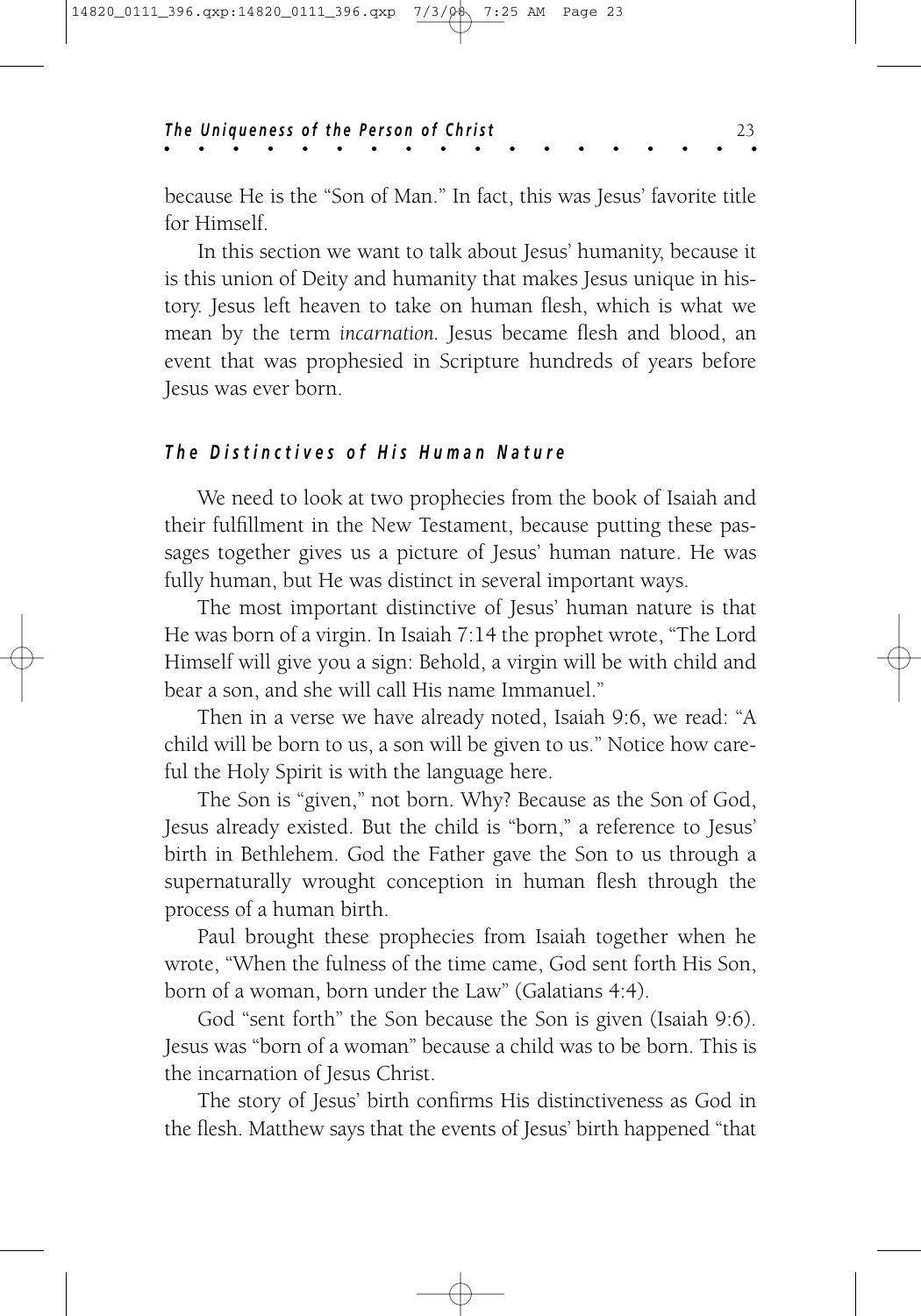because He is the "Son of Man." In fact, this was Jesus' favorite title for Himself.

In this section we want to talk about Jesus' humanity, because it is this union of Deity and humanity that makes Jesus unique in history. Jesus left heaven to take on human flesh, which is what we mean by the term *incarnation.* Jesus became flesh and blood, an event that was prophesied in Scripture hundreds of years before Jesus was ever born.

### *The Distinctives of His Human Nature*

We need to look at two prophecies from the book of Isaiah and their fulfillment in the New Testament, because putting these passages together gives us a picture of Jesus' human nature. He was fully human, but He was distinct in several important ways.

The most important distinctive of Jesus' human nature is that He was born of a virgin. In Isaiah 7:14 the prophet wrote, "The Lord Himself will give you a sign: Behold, a virgin will be with child and bear a son, and she will call His name Immanuel."

Then in a verse we have already noted, Isaiah 9:6, we read: "A child will be born to us, a son will be given to us." Notice how careful the Holy Spirit is with the language here.

The Son is "given," not born. Why? Because as the Son of God, Jesus already existed. But the child is "born," a reference to Jesus' birth in Bethlehem. God the Father gave the Son to us through a supernaturally wrought conception in human flesh through the process of a human birth.

Paul brought these prophecies from Isaiah together when he wrote, "When the fulness of the time came, God sent forth His Son, born of a woman, born under the Law" (Galatians 4:4).

God "sent forth" the Son because the Son is given (Isaiah 9:6). Jesus was "born of a woman" because a child was to be born. This is the incarnation of Jesus Christ.

The story of Jesus' birth confirms His distinctiveness as God in the flesh. Matthew says that the events of Jesus' birth happened "that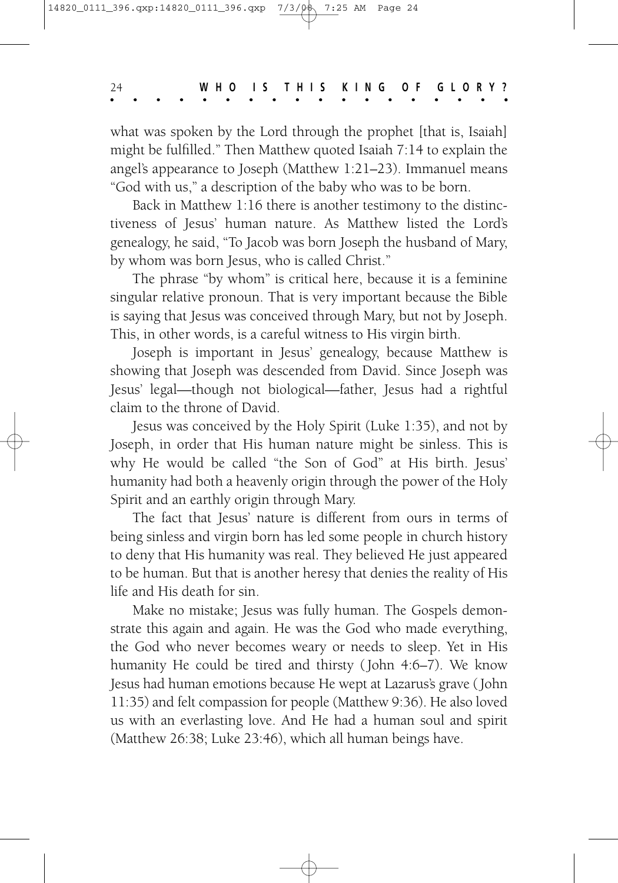what was spoken by the Lord through the prophet [that is, Isaiah] might be fulfilled." Then Matthew quoted Isaiah 7:14 to explain the angel's appearance to Joseph (Matthew 1:21–23). Immanuel means "God with us," a description of the baby who was to be born.

Back in Matthew 1:16 there is another testimony to the distinctiveness of Jesus' human nature. As Matthew listed the Lord's genealogy, he said, "To Jacob was born Joseph the husband of Mary, by whom was born Jesus, who is called Christ."

The phrase "by whom" is critical here, because it is a feminine singular relative pronoun. That is very important because the Bible is saying that Jesus was conceived through Mary, but not by Joseph. This, in other words, is a careful witness to His virgin birth.

Joseph is important in Jesus' genealogy, because Matthew is showing that Joseph was descended from David. Since Joseph was Jesus' legal—though not biological—father, Jesus had a rightful claim to the throne of David.

Jesus was conceived by the Holy Spirit (Luke 1:35), and not by Joseph, in order that His human nature might be sinless. This is why He would be called "the Son of God" at His birth. Jesus' humanity had both a heavenly origin through the power of the Holy Spirit and an earthly origin through Mary.

The fact that Jesus' nature is different from ours in terms of being sinless and virgin born has led some people in church history to deny that His humanity was real. They believed He just appeared to be human. But that is another heresy that denies the reality of His life and His death for sin.

Make no mistake; Jesus was fully human. The Gospels demonstrate this again and again. He was the God who made everything, the God who never becomes weary or needs to sleep. Yet in His humanity He could be tired and thirsty (John 4:6–7). We know Jesus had human emotions because He wept at Lazarus's grave (John 11:35) and felt compassion for people (Matthew 9:36). He also loved us with an everlasting love. And He had a human soul and spirit (Matthew 26:38; Luke 23:46), which all human beings have.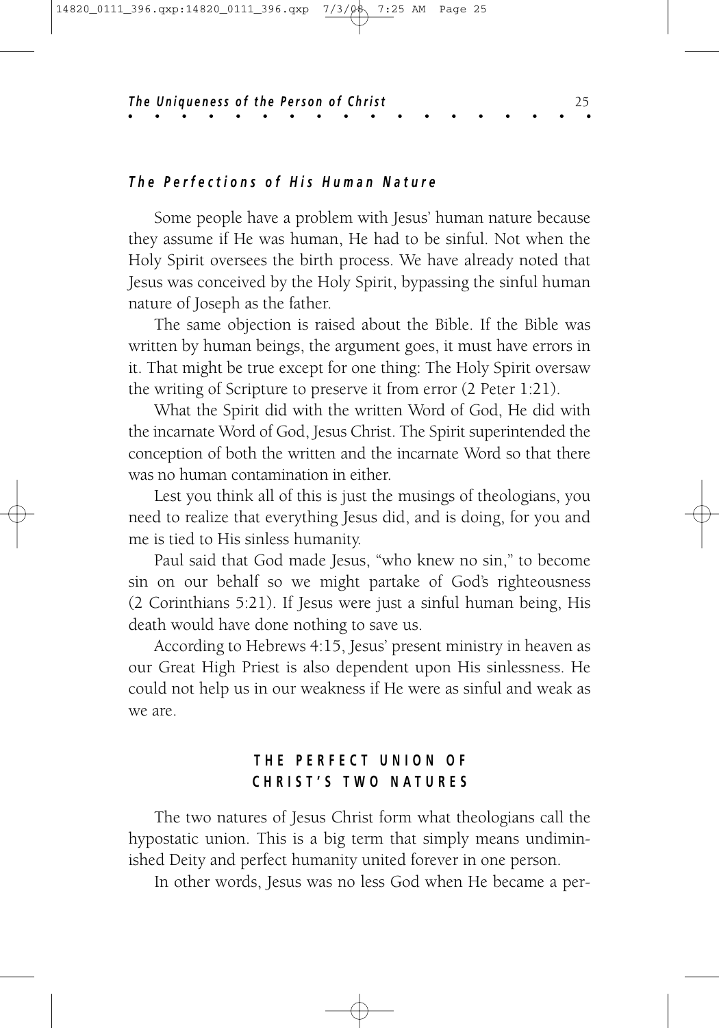### *The Perfections of His Human Nature*

Some people have a problem with Jesus' human nature because they assume if He was human, He had to be sinful. Not when the Holy Spirit oversees the birth process. We have already noted that Jesus was conceived by the Holy Spirit, bypassing the sinful human nature of Joseph as the father.

The same objection is raised about the Bible. If the Bible was written by human beings, the argument goes, it must have errors in it. That might be true except for one thing: The Holy Spirit oversaw the writing of Scripture to preserve it from error (2 Peter 1:21).

What the Spirit did with the written Word of God, He did with the incarnate Word of God, Jesus Christ. The Spirit superintended the conception of both the written and the incarnate Word so that there was no human contamination in either.

Lest you think all of this is just the musings of theologians, you need to realize that everything Jesus did, and is doing, for you and me is tied to His sinless humanity.

Paul said that God made Jesus, "who knew no sin," to become sin on our behalf so we might partake of God's righteousness (2 Corinthians 5:21). If Jesus were just a sinful human being, His death would have done nothing to save us.

According to Hebrews 4:15, Jesus' present ministry in heaven as our Great High Priest is also dependent upon His sinlessness. He could not help us in our weakness if He were as sinful and weak as we are.

## THE PERFECT UNION OF CHRIST'S TWO NATURES

The two natures of Jesus Christ form what theologians call the hypostatic union. This is a big term that simply means undiminished Deity and perfect humanity united forever in one person.

In other words, Jesus was no less God when He became a per-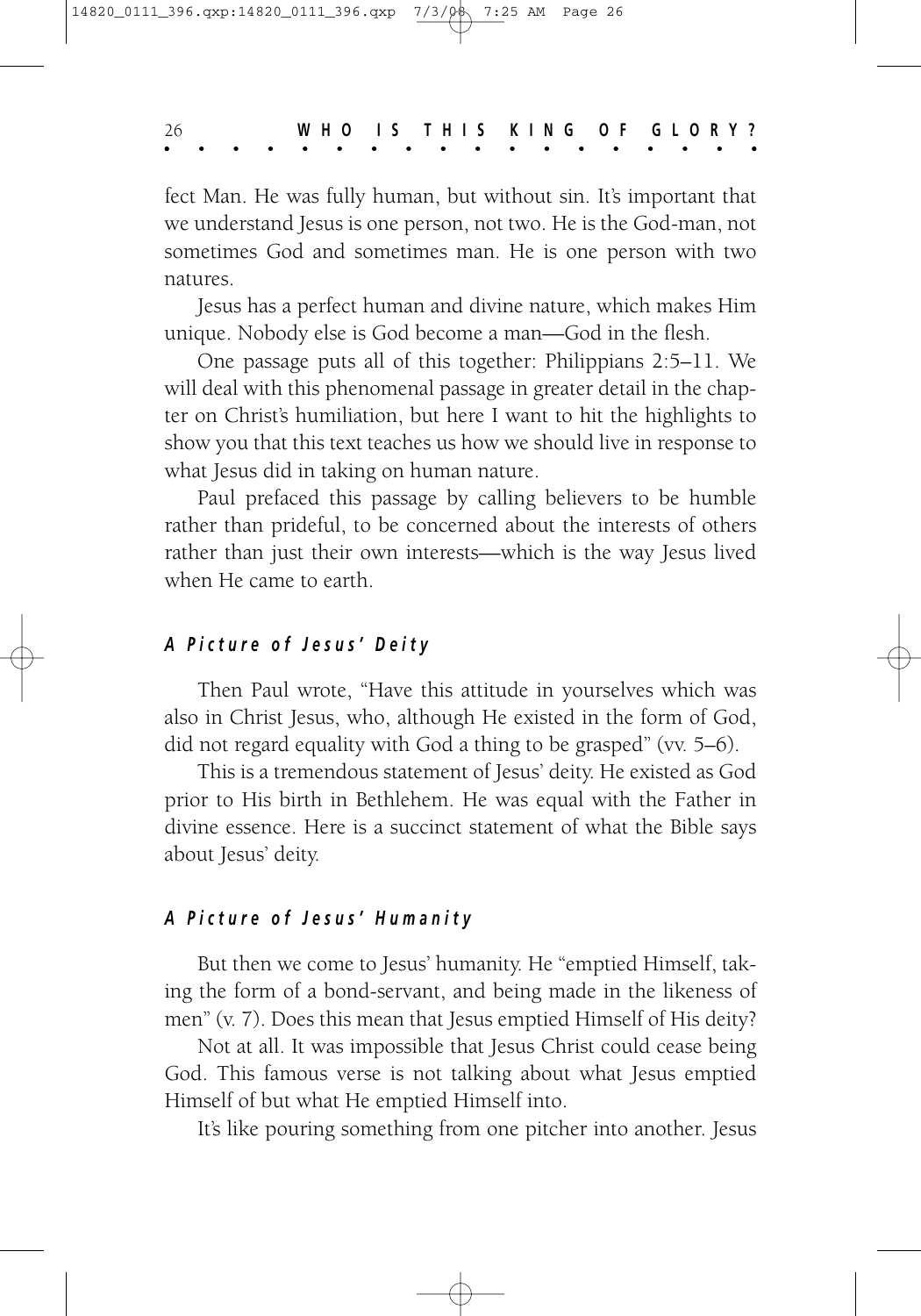fect Man. He was fully human, but without sin. It's important that we understand Jesus is one person, not two. He is the God-man, not sometimes God and sometimes man. He is one person with two natures.

Jesus has a perfect human and divine nature, which makes Him unique. Nobody else is God become a man—God in the flesh.

One passage puts all of this together: Philippians 2:5–11. We will deal with this phenomenal passage in greater detail in the chapter on Christ's humiliation, but here I want to hit the highlights to show you that this text teaches us how we should live in response to what Jesus did in taking on human nature.

Paul prefaced this passage by calling believers to be humble rather than prideful, to be concerned about the interests of others rather than just their own interests—which is the way Jesus lived when He came to earth.

### *A Picture of Jesus' Deity*

Then Paul wrote, "Have this attitude in yourselves which was also in Christ Jesus, who, although He existed in the form of God, did not regard equality with God a thing to be grasped" (vv. 5–6).

This is a tremendous statement of Jesus' deity. He existed as God prior to His birth in Bethlehem. He was equal with the Father in divine essence. Here is a succinct statement of what the Bible says about Jesus' deity.

### *A Picture of Jesus' Humanity*

But then we come to Jesus' humanity. He "emptied Himself, taking the form of a bond-servant, and being made in the likeness of men" (v. 7). Does this mean that Jesus emptied Himself of His deity?

Not at all. It was impossible that Jesus Christ could cease being God. This famous verse is not talking about what Jesus emptied Himself of but what He emptied Himself into.

It's like pouring something from one pitcher into another. Jesus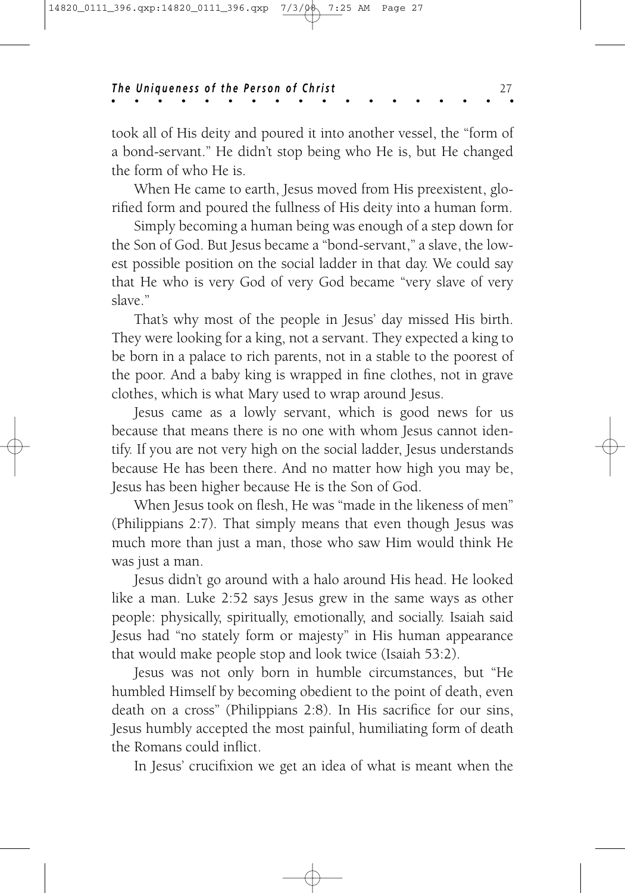took all of His deity and poured it into another vessel, the "form of a bond-servant." He didn't stop being who He is, but He changed the form of who He is.

When He came to earth, Jesus moved from His preexistent, glorified form and poured the fullness of His deity into a human form.

Simply becoming a human being was enough of a step down for the Son of God. But Jesus became a "bond-servant," a slave, the lowest possible position on the social ladder in that day. We could say that He who is very God of very God became "very slave of very slave."

That's why most of the people in Jesus' day missed His birth. They were looking for a king, not a servant. They expected a king to be born in a palace to rich parents, not in a stable to the poorest of the poor. And a baby king is wrapped in fine clothes, not in grave clothes, which is what Mary used to wrap around Jesus.

Jesus came as a lowly servant, which is good news for us because that means there is no one with whom Jesus cannot identify. If you are not very high on the social ladder, Jesus understands because He has been there. And no matter how high you may be, Jesus has been higher because He is the Son of God.

When Jesus took on flesh, He was "made in the likeness of men" (Philippians 2:7). That simply means that even though Jesus was much more than just a man, those who saw Him would think He was just a man.

Jesus didn't go around with a halo around His head. He looked like a man. Luke 2:52 says Jesus grew in the same ways as other people: physically, spiritually, emotionally, and socially. Isaiah said Jesus had "no stately form or majesty" in His human appearance that would make people stop and look twice (Isaiah 53:2).

Jesus was not only born in humble circumstances, but "He humbled Himself by becoming obedient to the point of death, even death on a cross" (Philippians 2:8). In His sacrifice for our sins, Jesus humbly accepted the most painful, humiliating form of death the Romans could inflict.

In Jesus' crucifixion we get an idea of what is meant when the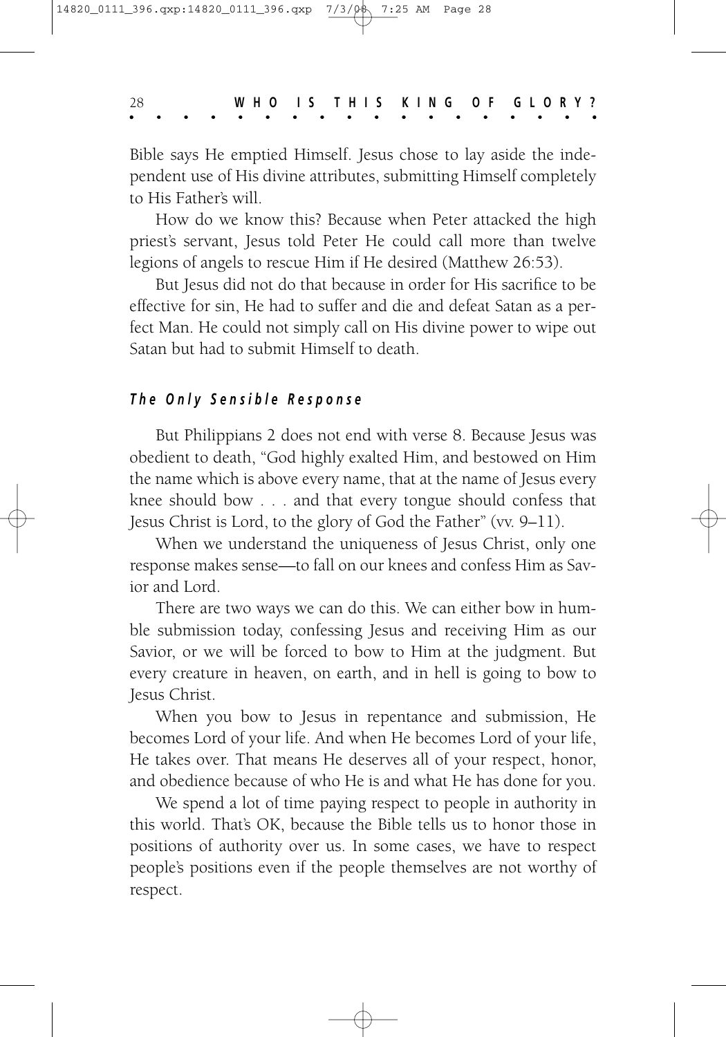Bible says He emptied Himself. Jesus chose to lay aside the independent use of His divine attributes, submitting Himself completely to His Father's will.

How do we know this? Because when Peter attacked the high priest's servant, Jesus told Peter He could call more than twelve legions of angels to rescue Him if He desired (Matthew 26:53).

But Jesus did not do that because in order for His sacrifice to be effective for sin, He had to suffer and die and defeat Satan as a perfect Man. He could not simply call on His divine power to wipe out Satan but had to submit Himself to death.

### *The Only Sensible Response*

But Philippians 2 does not end with verse 8. Because Jesus was obedient to death, "God highly exalted Him, and bestowed on Him the name which is above every name, that at the name of Jesus every knee should bow . . . and that every tongue should confess that Jesus Christ is Lord, to the glory of God the Father" (vv. 9–11).

When we understand the uniqueness of Jesus Christ, only one response makes sense—to fall on our knees and confess Him as Savior and Lord.

There are two ways we can do this. We can either bow in humble submission today, confessing Jesus and receiving Him as our Savior, or we will be forced to bow to Him at the judgment. But every creature in heaven, on earth, and in hell is going to bow to Jesus Christ.

When you bow to Jesus in repentance and submission, He becomes Lord of your life. And when He becomes Lord of your life, He takes over. That means He deserves all of your respect, honor, and obedience because of who He is and what He has done for you.

We spend a lot of time paying respect to people in authority in this world. That's OK, because the Bible tells us to honor those in positions of authority over us. In some cases, we have to respect people's positions even if the people themselves are not worthy of respect.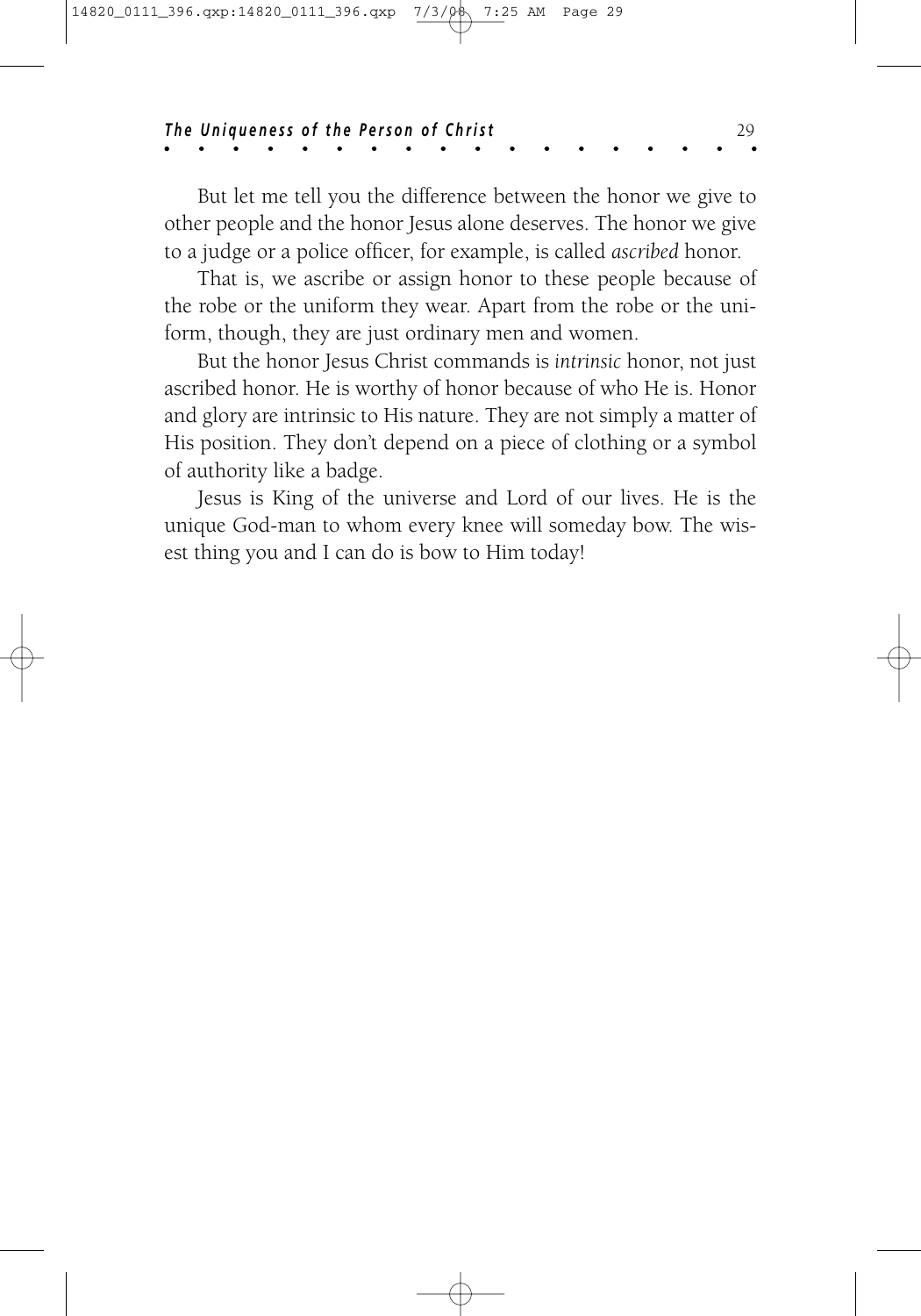But let me tell you the difference between the honor we give to other people and the honor Jesus alone deserves. The honor we give to a judge or a police officer, for example, is called *ascribed* honor.

That is, we ascribe or assign honor to these people because of the robe or the uniform they wear. Apart from the robe or the uniform, though, they are just ordinary men and women.

But the honor Jesus Christ commands is *intrinsic* honor, not just ascribed honor. He is worthy of honor because of who He is. Honor and glory are intrinsic to His nature. They are not simply a matter of His position. They don't depend on a piece of clothing or a symbol of authority like a badge.

Jesus is King of the universe and Lord of our lives. He is the unique God-man to whom every knee will someday bow. The wisest thing you and I can do is bow to Him today!